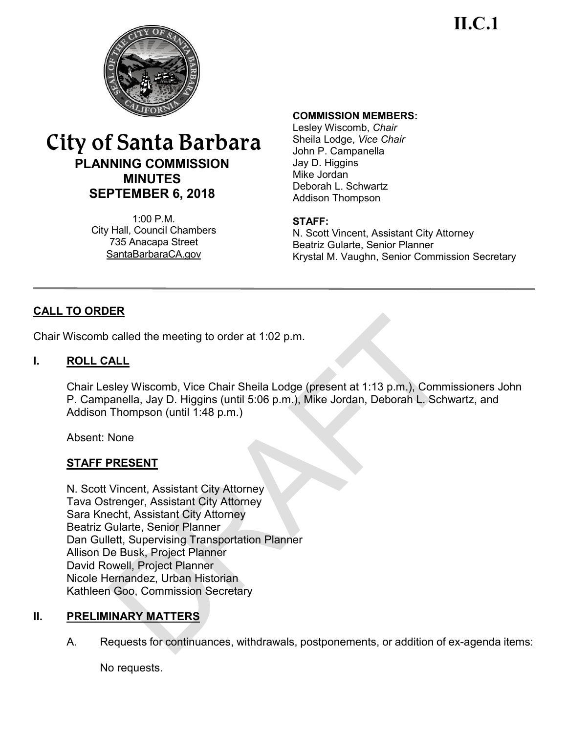**II.C.1**

# City of Santa Barbara

## PLANNING COMMISSION MINUTES SEPTEMBER 6, 2018

1:00 P.M.
City Hall, Council Chambers
735 Anacapa Street
SantaBarbaraCA.gov

**COMMISSION MEMBERS:**
Lesley Wiscomb, *Chair*
Sheila Lodge, *Vice Chair*
John P. Campanella
Jay D. Higgins
Mike Jordan
Deborah L. Schwartz
Addison Thompson

**STAFF:**
N. Scott Vincent, Assistant City Attorney
Beatriz Gularte, Senior Planner
Krystal M. Vaughn, Senior Commission Secretary

---

## CALL TO ORDER

Chair Wiscomb called the meeting to order at 1:02 p.m.

## I. ROLL CALL

Chair Lesley Wiscomb, Vice Chair Sheila Lodge (present at 1:13 p.m.), Commissioners John P. Campanella, Jay D. Higgins (until 5:06 p.m.), Mike Jordan, Deborah L. Schwartz, and Addison Thompson (until 1:48 p.m.)

Absent: None

### STAFF PRESENT

N. Scott Vincent, Assistant City Attorney
Tava Ostrenger, Assistant City Attorney
Sara Knecht, Assistant City Attorney
Beatriz Gularte, Senior Planner
Dan Gullett, Supervising Transportation Planner
Allison De Busk, Project Planner
David Rowell, Project Planner
Nicole Hernandez, Urban Historian
Kathleen Goo, Commission Secretary

## II. PRELIMINARY MATTERS

A. Requests for continuances, withdrawals, postponements, or addition of ex-agenda items:

No requests.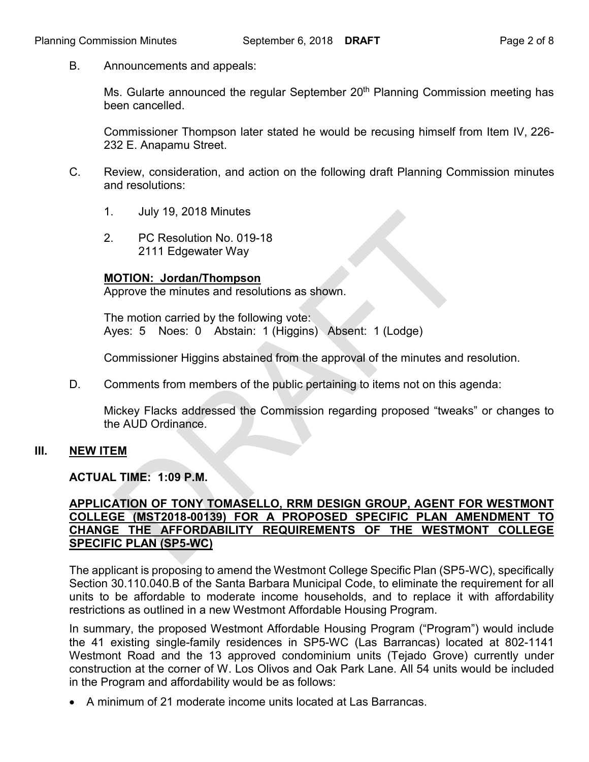B. Announcements and appeals:

Ms. Gularte announced the regular September 20th Planning Commission meeting has been cancelled.

Commissioner Thompson later stated he would be recusing himself from Item IV, 226-232 E. Anapamu Street.

C. Review, consideration, and action on the following draft Planning Commission minutes and resolutions:

1. July 19, 2018 Minutes

2. PC Resolution No. 019-18
   2111 Edgewater Way

**MOTION: Jordan/Thompson**
Approve the minutes and resolutions as shown.

The motion carried by the following vote:
Ayes: 5 Noes: 0 Abstain: 1 (Higgins) Absent: 1 (Lodge)

Commissioner Higgins abstained from the approval of the minutes and resolution.

D. Comments from members of the public pertaining to items not on this agenda:

Mickey Flacks addressed the Commission regarding proposed "tweaks" or changes to the AUD Ordinance.

## III. NEW ITEM

**ACTUAL TIME: 1:09 P.M.**

**APPLICATION OF TONY TOMASELLO, RRM DESIGN GROUP, AGENT FOR WESTMONT COLLEGE (MST2018-00139) FOR A PROPOSED SPECIFIC PLAN AMENDMENT TO CHANGE THE AFFORDABILITY REQUIREMENTS OF THE WESTMONT COLLEGE SPECIFIC PLAN (SP5-WC)**

The applicant is proposing to amend the Westmont College Specific Plan (SP5-WC), specifically Section 30.110.040.B of the Santa Barbara Municipal Code, to eliminate the requirement for all units to be affordable to moderate income households, and to replace it with affordability restrictions as outlined in a new Westmont Affordable Housing Program.

In summary, the proposed Westmont Affordable Housing Program ("Program") would include the 41 existing single-family residences in SP5-WC (Las Barrancas) located at 802-1141 Westmont Road and the 13 approved condominium units (Tejado Grove) currently under construction at the corner of W. Los Olivos and Oak Park Lane. All 54 units would be included in the Program and affordability would be as follows:

- A minimum of 21 moderate income units located at Las Barrancas.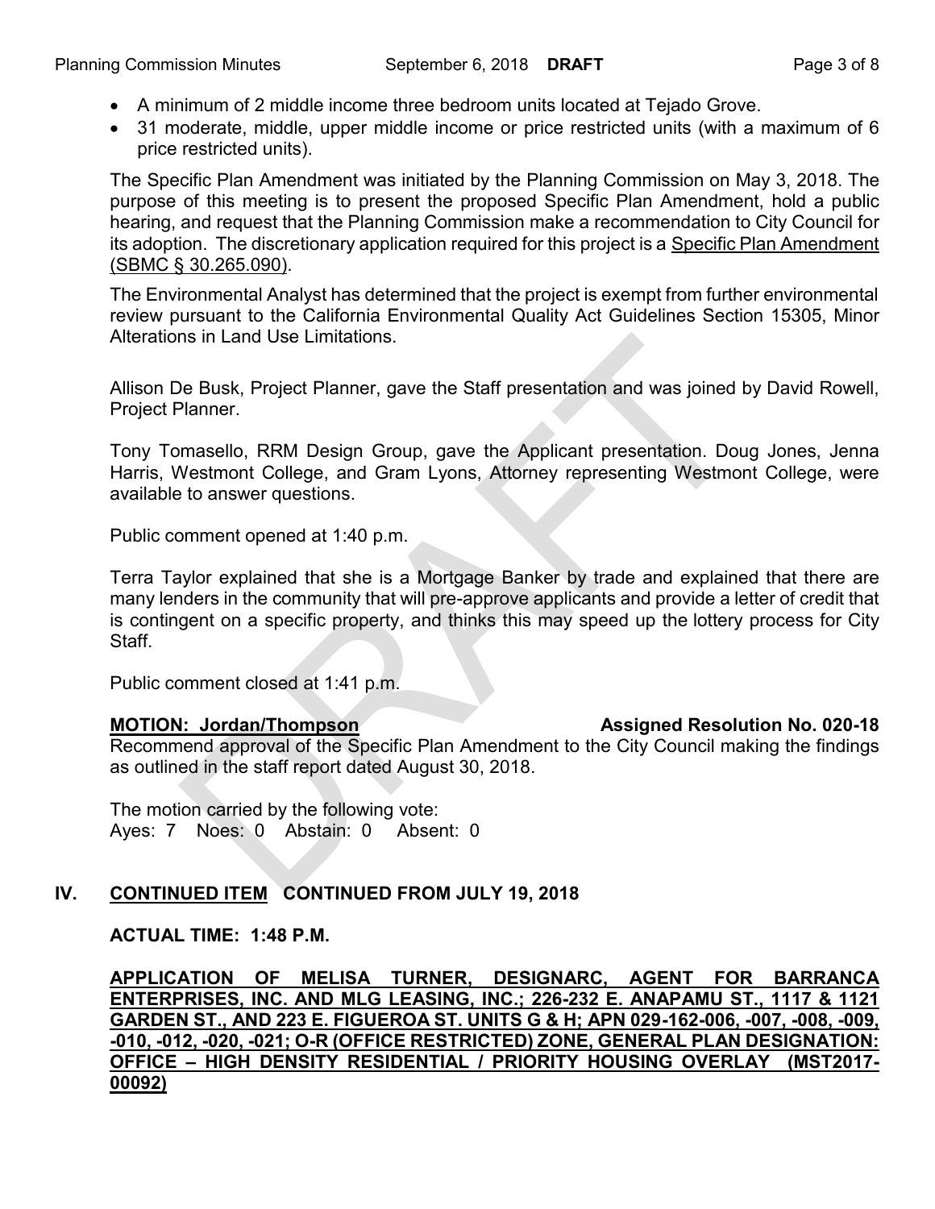- A minimum of 2 middle income three bedroom units located at Tejado Grove.
- 31 moderate, middle, upper middle income or price restricted units (with a maximum of 6 price restricted units).

The Specific Plan Amendment was initiated by the Planning Commission on May 3, 2018. The purpose of this meeting is to present the proposed Specific Plan Amendment, hold a public hearing, and request that the Planning Commission make a recommendation to City Council for its adoption. The discretionary application required for this project is a Specific Plan Amendment (SBMC § 30.265.090).

The Environmental Analyst has determined that the project is exempt from further environmental review pursuant to the California Environmental Quality Act Guidelines Section 15305, Minor Alterations in Land Use Limitations.

Allison De Busk, Project Planner, gave the Staff presentation and was joined by David Rowell, Project Planner.

Tony Tomasello, RRM Design Group, gave the Applicant presentation. Doug Jones, Jenna Harris, Westmont College, and Gram Lyons, Attorney representing Westmont College, were available to answer questions.

Public comment opened at 1:40 p.m.

Terra Taylor explained that she is a Mortgage Banker by trade and explained that there are many lenders in the community that will pre-approve applicants and provide a letter of credit that is contingent on a specific property, and thinks this may speed up the lottery process for City Staff.

Public comment closed at 1:41 p.m.

**MOTION: Jordan/Thompson** **Assigned Resolution No. 020-18**

Recommend approval of the Specific Plan Amendment to the City Council making the findings as outlined in the staff report dated August 30, 2018.

The motion carried by the following vote:
Ayes: 7 Noes: 0 Abstain: 0 Absent: 0

## IV. CONTINUED ITEM CONTINUED FROM JULY 19, 2018

**ACTUAL TIME: 1:48 P.M.**

**APPLICATION OF MELISA TURNER, DESIGNARC, AGENT FOR BARRANCA ENTERPRISES, INC. AND MLG LEASING, INC.; 226-232 E. ANAPAMU ST., 1117 & 1121 GARDEN ST., AND 223 E. FIGUEROA ST. UNITS G & H; APN 029-162-006, -007, -008, -009, -010, -012, -020, -021; O-R (OFFICE RESTRICTED) ZONE, GENERAL PLAN DESIGNATION: OFFICE – HIGH DENSITY RESIDENTIAL / PRIORITY HOUSING OVERLAY (MST2017-00092)**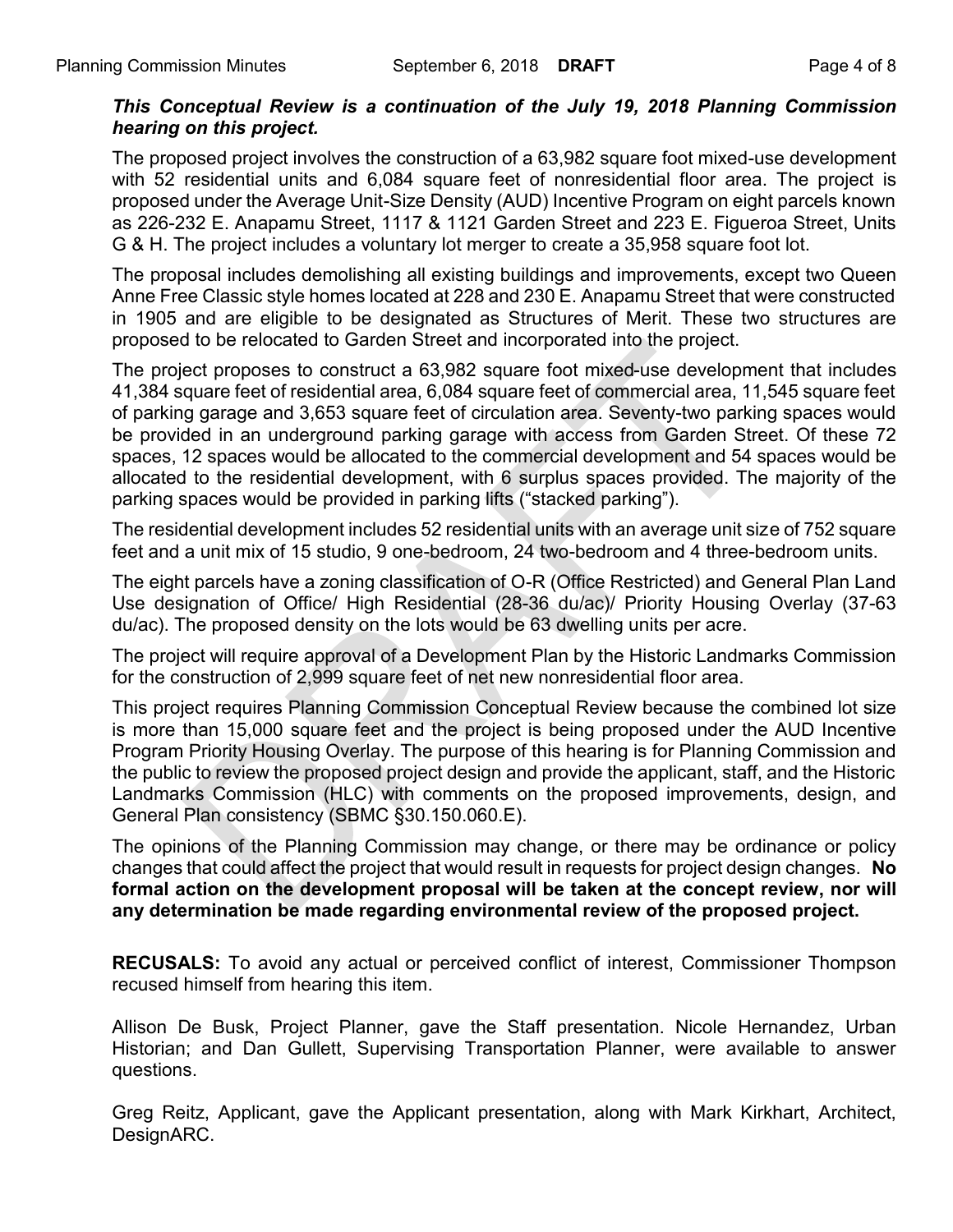***This Conceptual Review is a continuation of the July 19, 2018 Planning Commission hearing on this project.***

The proposed project involves the construction of a 63,982 square foot mixed-use development with 52 residential units and 6,084 square feet of nonresidential floor area. The project is proposed under the Average Unit-Size Density (AUD) Incentive Program on eight parcels known as 226-232 E. Anapamu Street, 1117 & 1121 Garden Street and 223 E. Figueroa Street, Units G & H. The project includes a voluntary lot merger to create a 35,958 square foot lot.

The proposal includes demolishing all existing buildings and improvements, except two Queen Anne Free Classic style homes located at 228 and 230 E. Anapamu Street that were constructed in 1905 and are eligible to be designated as Structures of Merit. These two structures are proposed to be relocated to Garden Street and incorporated into the project.

The project proposes to construct a 63,982 square foot mixed-use development that includes 41,384 square feet of residential area, 6,084 square feet of commercial area, 11,545 square feet of parking garage and 3,653 square feet of circulation area. Seventy-two parking spaces would be provided in an underground parking garage with access from Garden Street. Of these 72 spaces, 12 spaces would be allocated to the commercial development and 54 spaces would be allocated to the residential development, with 6 surplus spaces provided. The majority of the parking spaces would be provided in parking lifts ("stacked parking").

The residential development includes 52 residential units with an average unit size of 752 square feet and a unit mix of 15 studio, 9 one-bedroom, 24 two-bedroom and 4 three-bedroom units.

The eight parcels have a zoning classification of O-R (Office Restricted) and General Plan Land Use designation of Office/ High Residential (28-36 du/ac)/ Priority Housing Overlay (37-63 du/ac). The proposed density on the lots would be 63 dwelling units per acre.

The project will require approval of a Development Plan by the Historic Landmarks Commission for the construction of 2,999 square feet of net new nonresidential floor area.

This project requires Planning Commission Conceptual Review because the combined lot size is more than 15,000 square feet and the project is being proposed under the AUD Incentive Program Priority Housing Overlay. The purpose of this hearing is for Planning Commission and the public to review the proposed project design and provide the applicant, staff, and the Historic Landmarks Commission (HLC) with comments on the proposed improvements, design, and General Plan consistency (SBMC §30.150.060.E).

The opinions of the Planning Commission may change, or there may be ordinance or policy changes that could affect the project that would result in requests for project design changes. **No formal action on the development proposal will be taken at the concept review, nor will any determination be made regarding environmental review of the proposed project.**

**RECUSALS:** To avoid any actual or perceived conflict of interest, Commissioner Thompson recused himself from hearing this item.

Allison De Busk, Project Planner, gave the Staff presentation. Nicole Hernandez, Urban Historian; and Dan Gullett, Supervising Transportation Planner, were available to answer questions.

Greg Reitz, Applicant, gave the Applicant presentation, along with Mark Kirkhart, Architect, DesignARC.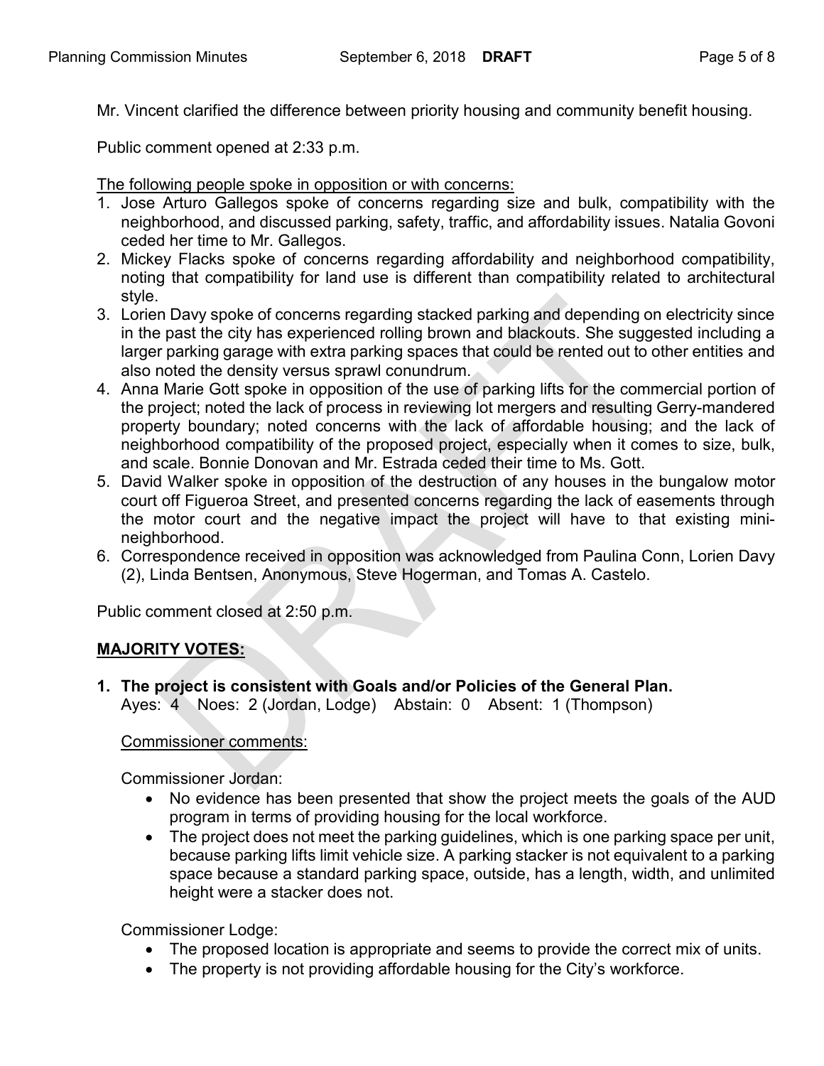Mr. Vincent clarified the difference between priority housing and community benefit housing.

Public comment opened at 2:33 p.m.

The following people spoke in opposition or with concerns:

1. Jose Arturo Gallegos spoke of concerns regarding size and bulk, compatibility with the neighborhood, and discussed parking, safety, traffic, and affordability issues. Natalia Govoni ceded her time to Mr. Gallegos.
2. Mickey Flacks spoke of concerns regarding affordability and neighborhood compatibility, noting that compatibility for land use is different than compatibility related to architectural style.
3. Lorien Davy spoke of concerns regarding stacked parking and depending on electricity since in the past the city has experienced rolling brown and blackouts. She suggested including a larger parking garage with extra parking spaces that could be rented out to other entities and also noted the density versus sprawl conundrum.
4. Anna Marie Gott spoke in opposition of the use of parking lifts for the commercial portion of the project; noted the lack of process in reviewing lot mergers and resulting Gerry-mandered property boundary; noted concerns with the lack of affordable housing; and the lack of neighborhood compatibility of the proposed project, especially when it comes to size, bulk, and scale. Bonnie Donovan and Mr. Estrada ceded their time to Ms. Gott.
5. David Walker spoke in opposition of the destruction of any houses in the bungalow motor court off Figueroa Street, and presented concerns regarding the lack of easements through the motor court and the negative impact the project will have to that existing mini-neighborhood.
6. Correspondence received in opposition was acknowledged from Paulina Conn, Lorien Davy (2), Linda Bentsen, Anonymous, Steve Hogerman, and Tomas A. Castelo.

Public comment closed at 2:50 p.m.

**MAJORITY VOTES:**

**1. The project is consistent with Goals and/or Policies of the General Plan.**
Ayes: 4 Noes: 2 (Jordan, Lodge) Abstain: 0 Absent: 1 (Thompson)

Commissioner comments:

Commissioner Jordan:

- No evidence has been presented that show the project meets the goals of the AUD program in terms of providing housing for the local workforce.
- The project does not meet the parking guidelines, which is one parking space per unit, because parking lifts limit vehicle size. A parking stacker is not equivalent to a parking space because a standard parking space, outside, has a length, width, and unlimited height were a stacker does not.

Commissioner Lodge:

- The proposed location is appropriate and seems to provide the correct mix of units.
- The property is not providing affordable housing for the City's workforce.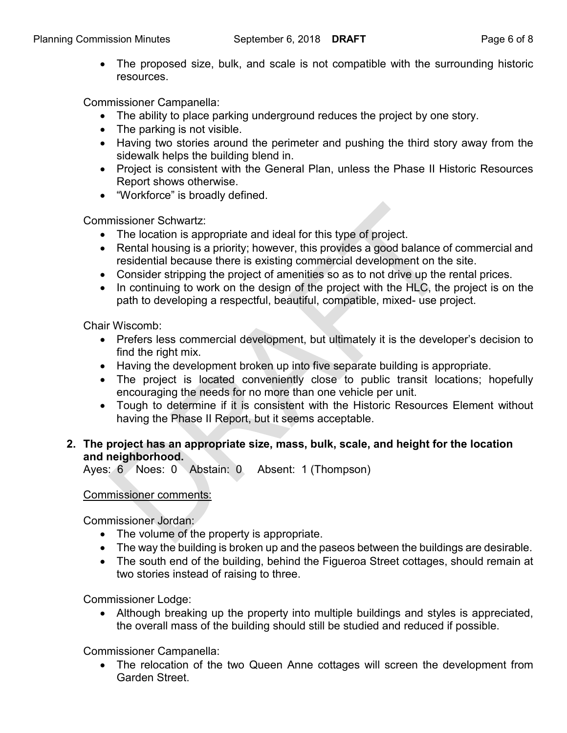- The proposed size, bulk, and scale is not compatible with the surrounding historic resources.

Commissioner Campanella:

- The ability to place parking underground reduces the project by one story.
- The parking is not visible.
- Having two stories around the perimeter and pushing the third story away from the sidewalk helps the building blend in.
- Project is consistent with the General Plan, unless the Phase II Historic Resources Report shows otherwise.
- "Workforce" is broadly defined.

Commissioner Schwartz:

- The location is appropriate and ideal for this type of project.
- Rental housing is a priority; however, this provides a good balance of commercial and residential because there is existing commercial development on the site.
- Consider stripping the project of amenities so as to not drive up the rental prices.
- In continuing to work on the design of the project with the HLC, the project is on the path to developing a respectful, beautiful, compatible, mixed- use project.

Chair Wiscomb:

- Prefers less commercial development, but ultimately it is the developer's decision to find the right mix.
- Having the development broken up into five separate building is appropriate.
- The project is located conveniently close to public transit locations; hopefully encouraging the needs for no more than one vehicle per unit.
- Tough to determine if it is consistent with the Historic Resources Element without having the Phase II Report, but it seems acceptable.

**2. The project has an appropriate size, mass, bulk, scale, and height for the location and neighborhood.**

Ayes: 6 Noes: 0 Abstain: 0 Absent: 1 (Thompson)

Commissioner comments:

Commissioner Jordan:

- The volume of the property is appropriate.
- The way the building is broken up and the paseos between the buildings are desirable.
- The south end of the building, behind the Figueroa Street cottages, should remain at two stories instead of raising to three.

Commissioner Lodge:

- Although breaking up the property into multiple buildings and styles is appreciated, the overall mass of the building should still be studied and reduced if possible.

Commissioner Campanella:

- The relocation of the two Queen Anne cottages will screen the development from Garden Street.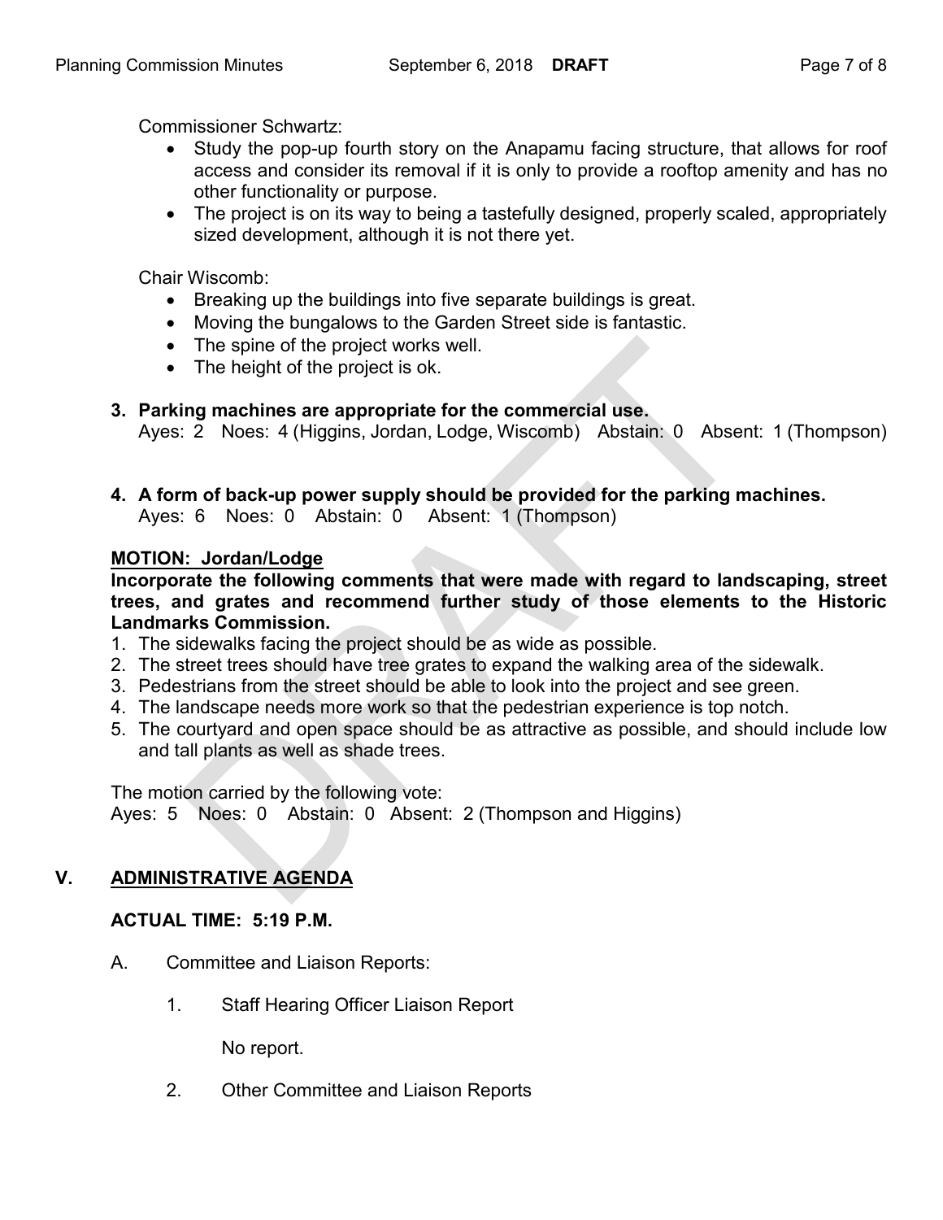Commissioner Schwartz:

- Study the pop-up fourth story on the Anapamu facing structure, that allows for roof access and consider its removal if it is only to provide a rooftop amenity and has no other functionality or purpose.
- The project is on its way to being a tastefully designed, properly scaled, appropriately sized development, although it is not there yet.

Chair Wiscomb:

- Breaking up the buildings into five separate buildings is great.
- Moving the bungalows to the Garden Street side is fantastic.
- The spine of the project works well.
- The height of the project is ok.

**3. Parking machines are appropriate for the commercial use.**
Ayes: 2 Noes: 4 (Higgins, Jordan, Lodge, Wiscomb) Abstain: 0 Absent: 1 (Thompson)

**4. A form of back-up power supply should be provided for the parking machines.**
Ayes: 6 Noes: 0 Abstain: 0 Absent: 1 (Thompson)

**MOTION: Jordan/Lodge**

**Incorporate the following comments that were made with regard to landscaping, street trees, and grates and recommend further study of those elements to the Historic Landmarks Commission.**

1. The sidewalks facing the project should be as wide as possible.
2. The street trees should have tree grates to expand the walking area of the sidewalk.
3. Pedestrians from the street should be able to look into the project and see green.
4. The landscape needs more work so that the pedestrian experience is top notch.
5. The courtyard and open space should be as attractive as possible, and should include low and tall plants as well as shade trees.

The motion carried by the following vote:
Ayes: 5 Noes: 0 Abstain: 0 Absent: 2 (Thompson and Higgins)

## V. ADMINISTRATIVE AGENDA

**ACTUAL TIME: 5:19 P.M.**

A. Committee and Liaison Reports:

1. Staff Hearing Officer Liaison Report

   No report.

2. Other Committee and Liaison Reports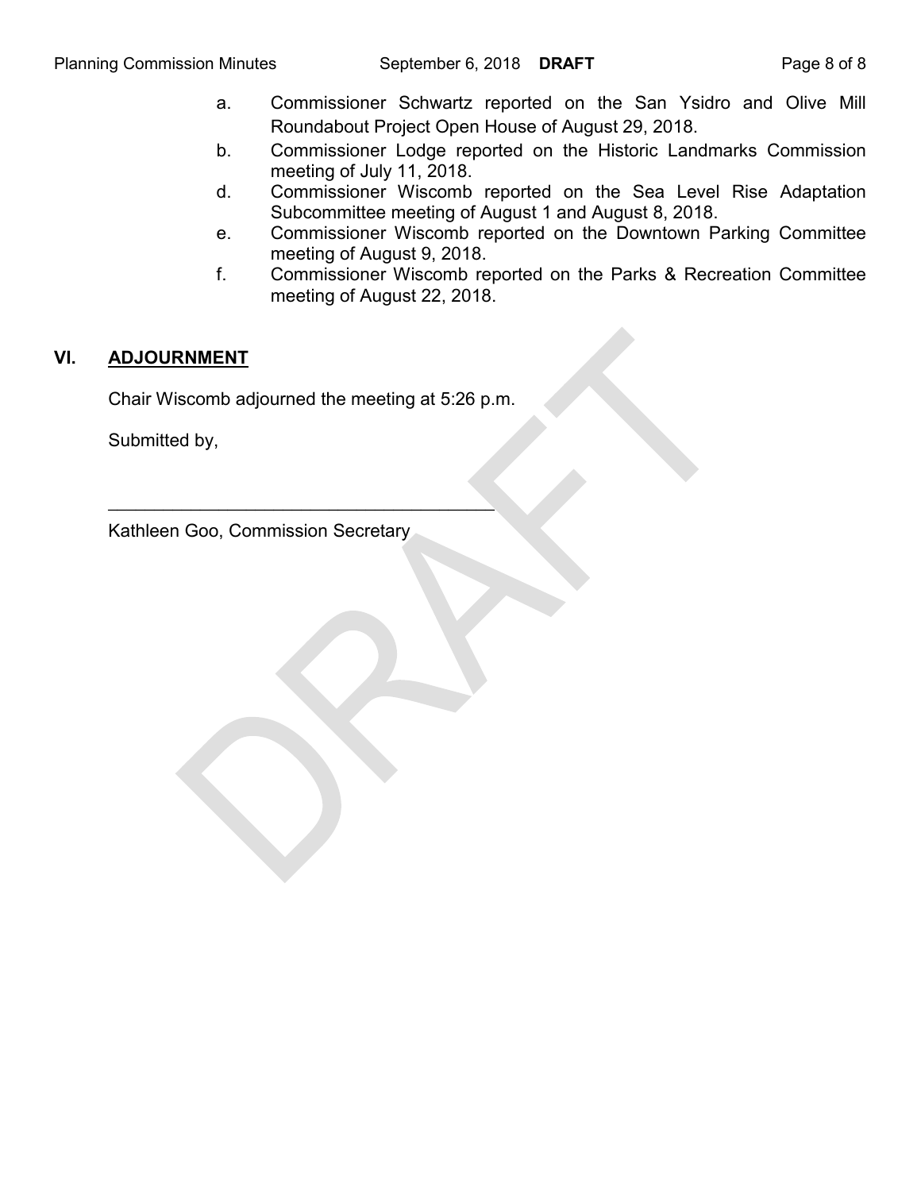a. Commissioner Schwartz reported on the San Ysidro and Olive Mill Roundabout Project Open House of August 29, 2018.
b. Commissioner Lodge reported on the Historic Landmarks Commission meeting of July 11, 2018.
d. Commissioner Wiscomb reported on the Sea Level Rise Adaptation Subcommittee meeting of August 1 and August 8, 2018.
e. Commissioner Wiscomb reported on the Downtown Parking Committee meeting of August 9, 2018.
f. Commissioner Wiscomb reported on the Parks & Recreation Committee meeting of August 22, 2018.

## VI. ADJOURNMENT

Chair Wiscomb adjourned the meeting at 5:26 p.m.

Submitted by,

\_\_\_\_\_\_\_\_\_\_\_\_\_\_\_\_\_\_\_\_\_\_\_\_\_\_\_\_\_\_\_\_\_\_\_\_\_\_\_\_

Kathleen Goo, Commission Secretary